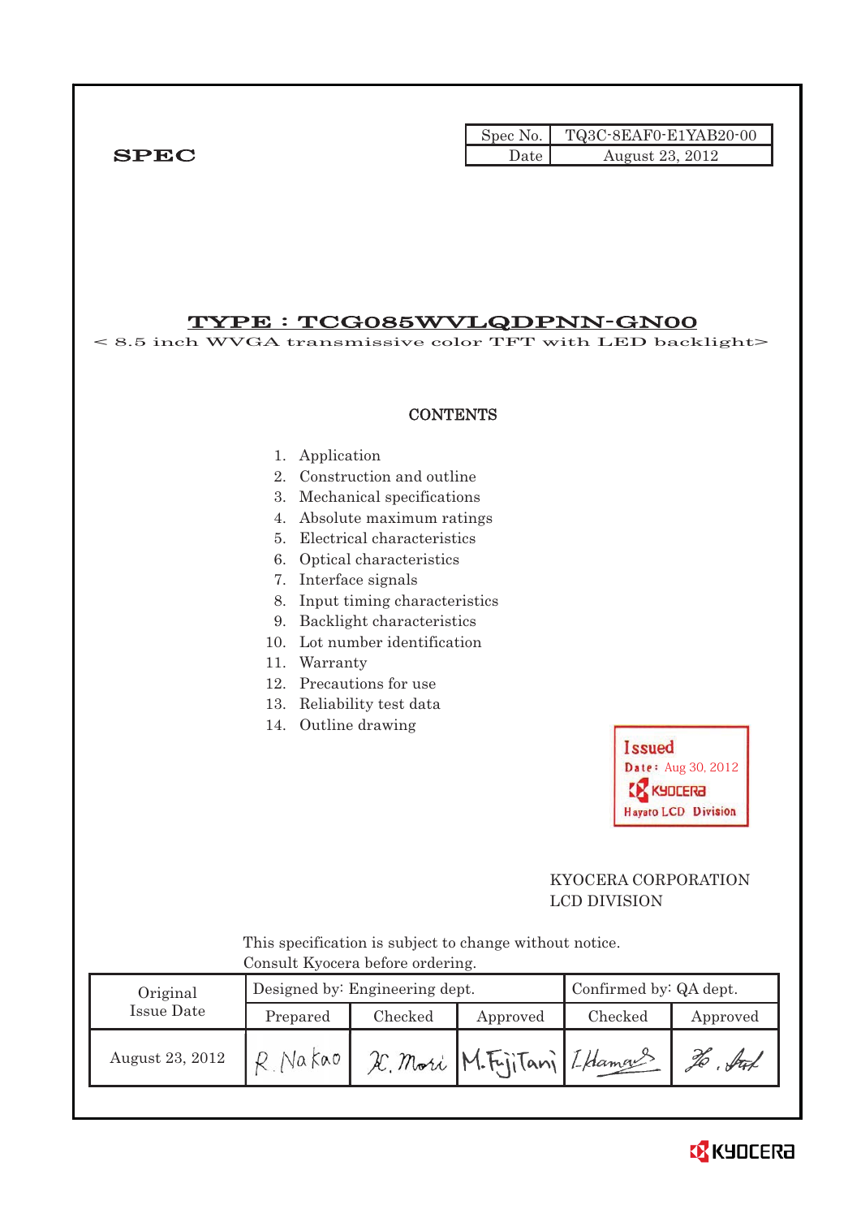**SPEC**

| Spec No. | TQ3C-8EAF0-E1YAB20-00 |
|---|---|
| Date | August 23, 2012 |

# TYPE : TCG085WVLQDPNN-GN00

< 8.5 inch WVGA transmissive color TFT with LED backlight>

## CONTENTS

1. Application
2. Construction and outline
3. Mechanical specifications
4. Absolute maximum ratings
5. Electrical characteristics
6. Optical characteristics
7. Interface signals
8. Input timing characteristics
9. Backlight characteristics
10. Lot number identification
11. Warranty
12. Precautions for use
13. Reliability test data
14. Outline drawing

Issued
Date: Aug 30, 2012
KYOCERA
Hayato LCD Division

KYOCERA CORPORATION
LCD DIVISION

This specification is subject to change without notice.
Consult Kyocera before ordering.

| Original Issue Date | Designed by: Engineering dept. | | | Confirmed by: QA dept. | |
|---|---|---|---|---|---|
| | Prepared | Checked | Approved | Checked | Approved |
| August 23, 2012 | R. Nakao | K. Mori | M. Fujitani | I. Hamada | Ho. Sat |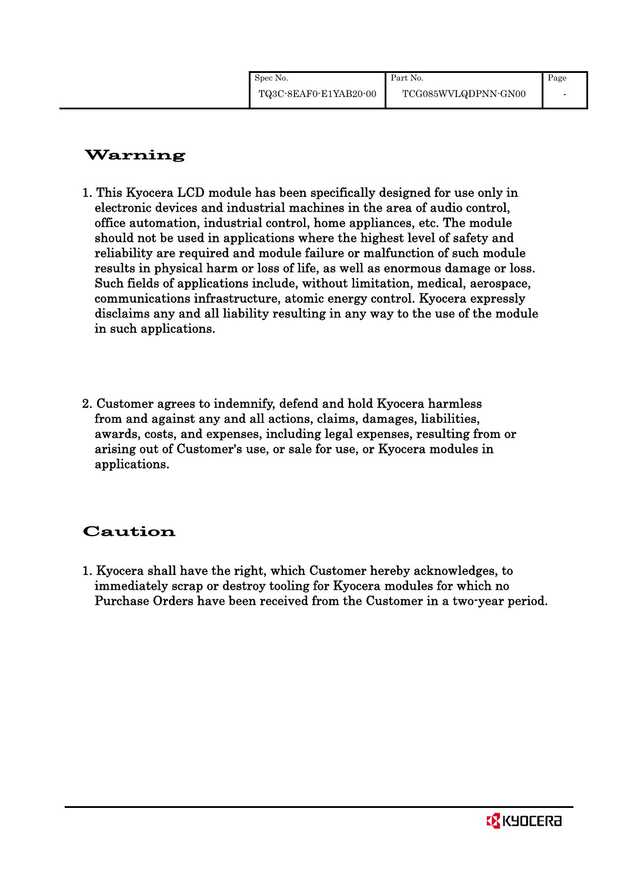## Warning

1. This Kyocera LCD module has been specifically designed for use only in electronic devices and industrial machines in the area of audio control, office automation, industrial control, home appliances, etc. The module should not be used in applications where the highest level of safety and reliability are required and module failure or malfunction of such module results in physical harm or loss of life, as well as enormous damage or loss. Such fields of applications include, without limitation, medical, aerospace, communications infrastructure, atomic energy control. Kyocera expressly disclaims any and all liability resulting in any way to the use of the module in such applications.

2. Customer agrees to indemnify, defend and hold Kyocera harmless from and against any and all actions, claims, damages, liabilities, awards, costs, and expenses, including legal expenses, resulting from or arising out of Customer's use, or sale for use, or Kyocera modules in applications.

## Caution

1. Kyocera shall have the right, which Customer hereby acknowledges, to immediately scrap or destroy tooling for Kyocera modules for which no Purchase Orders have been received from the Customer in a two-year period.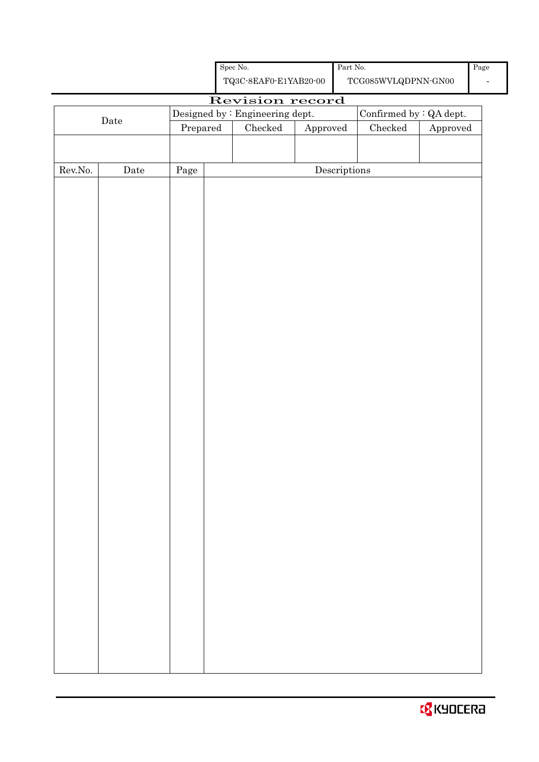| Spec No. | Part No. | Page |
|---|---|---|
| TQ3C-8EAF0-E1YAB20-00 | TCG085WVLQDPNN-GN00 | - |

# Revision record

| Date | Designed by : Engineering dept. | | | Confirmed by : QA dept. | |
|---|---|---|---|---|---|
| | Prepared | Checked | Approved | Checked | Approved |
| | | | | | |

| Rev.No. | Date | Page | Descriptions |
|---|---|---|---|
| | | | |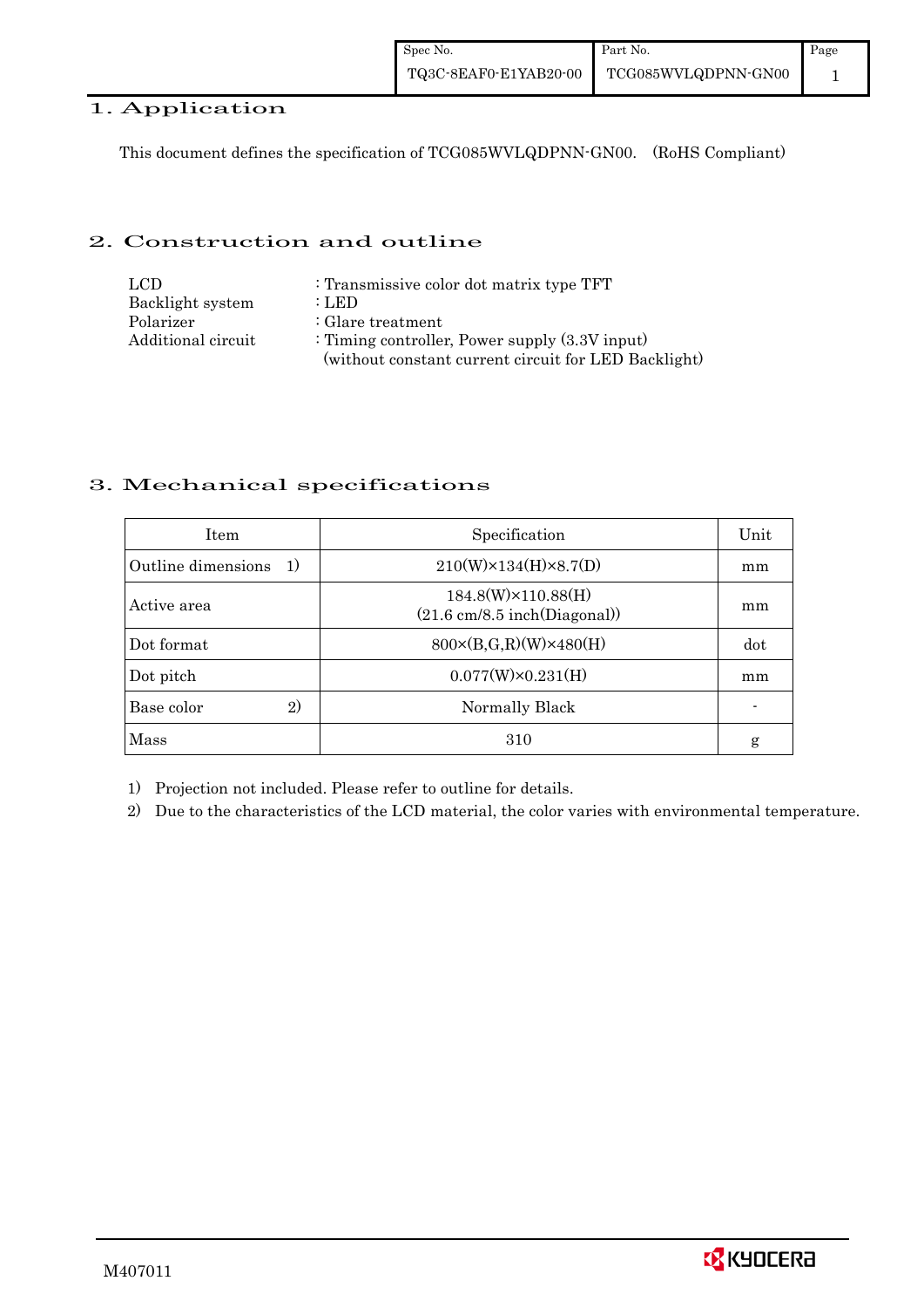# 1. Application

This document defines the specification of TCG085WVLQDPNN-GN00. (RoHS Compliant)

# 2. Construction and outline

| | |
|---|---|
| LCD | : Transmissive color dot matrix type TFT |
| Backlight system | : LED |
| Polarizer | : Glare treatment |
| Additional circuit | : Timing controller, Power supply (3.3V input) (without constant current circuit for LED Backlight) |

# 3. Mechanical specifications

| Item | Specification | Unit |
|---|---|---|
| Outline dimensions 1) | 210(W)×134(H)×8.7(D) | mm |
| Active area | 184.8(W)×110.88(H) (21.6 cm/8.5 inch(Diagonal)) | mm |
| Dot format | 800×(B,G,R)(W)×480(H) | dot |
| Dot pitch | 0.077(W)×0.231(H) | mm |
| Base color 2) | Normally Black | - |
| Mass | 310 | g |

1) Projection not included. Please refer to outline for details.

2) Due to the characteristics of the LCD material, the color varies with environmental temperature.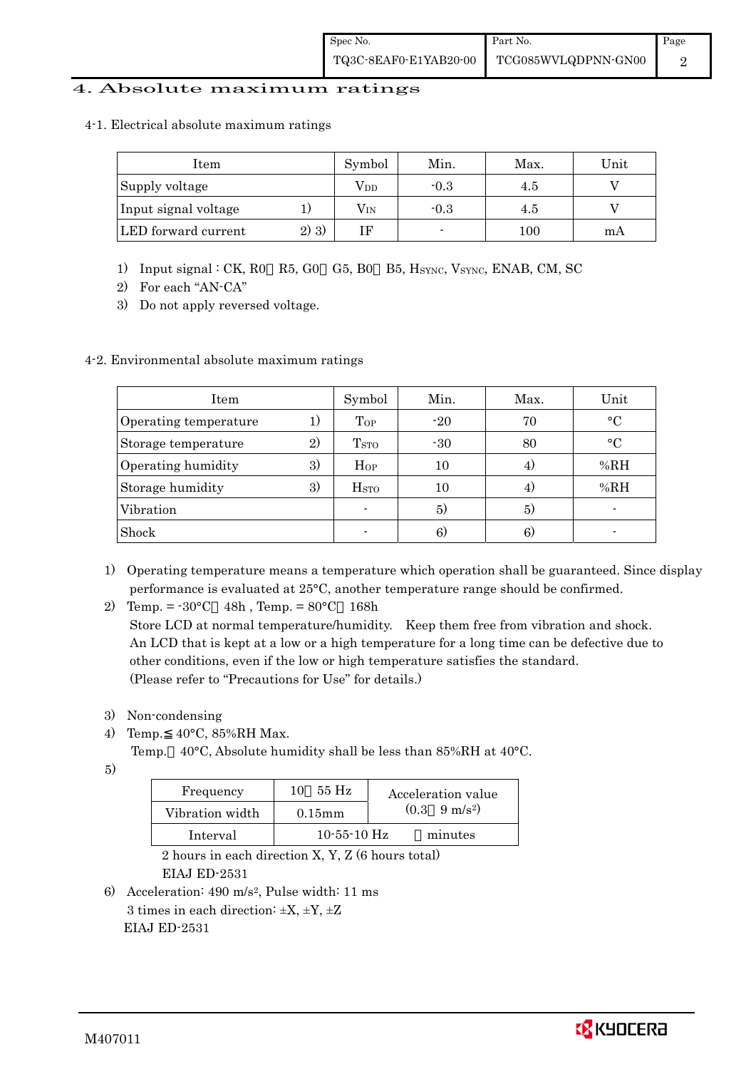# 4. Absolute maximum ratings

## 4-1. Electrical absolute maximum ratings

| Item | | Symbol | Min. | Max. | Unit |
|---|---|---|---|---|---|
| Supply voltage | | $V_{DD}$ | -0.3 | 4.5 | V |
| Input signal voltage | 1) | $V_{IN}$ | -0.3 | 4.5 | V |
| LED forward current | 2) 3) | IF | - | 100 | mA |

1) Input signal : CK, R0～R5, G0～G5, B0～B5, $H_{SYNC}$, $V_{SYNC}$, ENAB, CM, SC
2) For each "AN-CA"
3) Do not apply reversed voltage.

## 4-2. Environmental absolute maximum ratings

| Item | | Symbol | Min. | Max. | Unit |
|---|---|---|---|---|---|
| Operating temperature | 1) | $T_{OP}$ | -20 | 70 | °C |
| Storage temperature | 2) | $T_{STO}$ | -30 | 80 | °C |
| Operating humidity | 3) | $H_{OP}$ | 10 | 4) | %RH |
| Storage humidity | 3) | $H_{STO}$ | 10 | 4) | %RH |
| Vibration | | - | 5) | 5) | - |
| Shock | | - | 6) | 6) | - |

1) Operating temperature means a temperature which operation shall be guaranteed. Since display performance is evaluated at 25°C, another temperature range should be confirmed.
2) Temp. = -30°C＜48h , Temp. = 80°C＜168h
   Store LCD at normal temperature/humidity. Keep them free from vibration and shock.
   An LCD that is kept at a low or a high temperature for a long time can be defective due to other conditions, even if the low or high temperature satisfies the standard.
   (Please refer to "Precautions for Use" for details.)
3) Non-condensing
4) Temp.≦40°C, 85%RH Max.
   Temp.＞40°C, Absolute humidity shall be less than 85%RH at 40°C.
5)

| Frequency | 10～55 Hz | Acceleration value (0.3～9 m/s²) |
|---|---|---|
| Vibration width | 0.15mm | |
| Interval | 10-55-10 Hz　　１minutes | |

   2 hours in each direction X, Y, Z (6 hours total)
   EIAJ ED-2531
6) Acceleration: 490 m/s², Pulse width: 11 ms
   3 times in each direction: ±X, ±Y, ±Z
   EIAJ ED-2531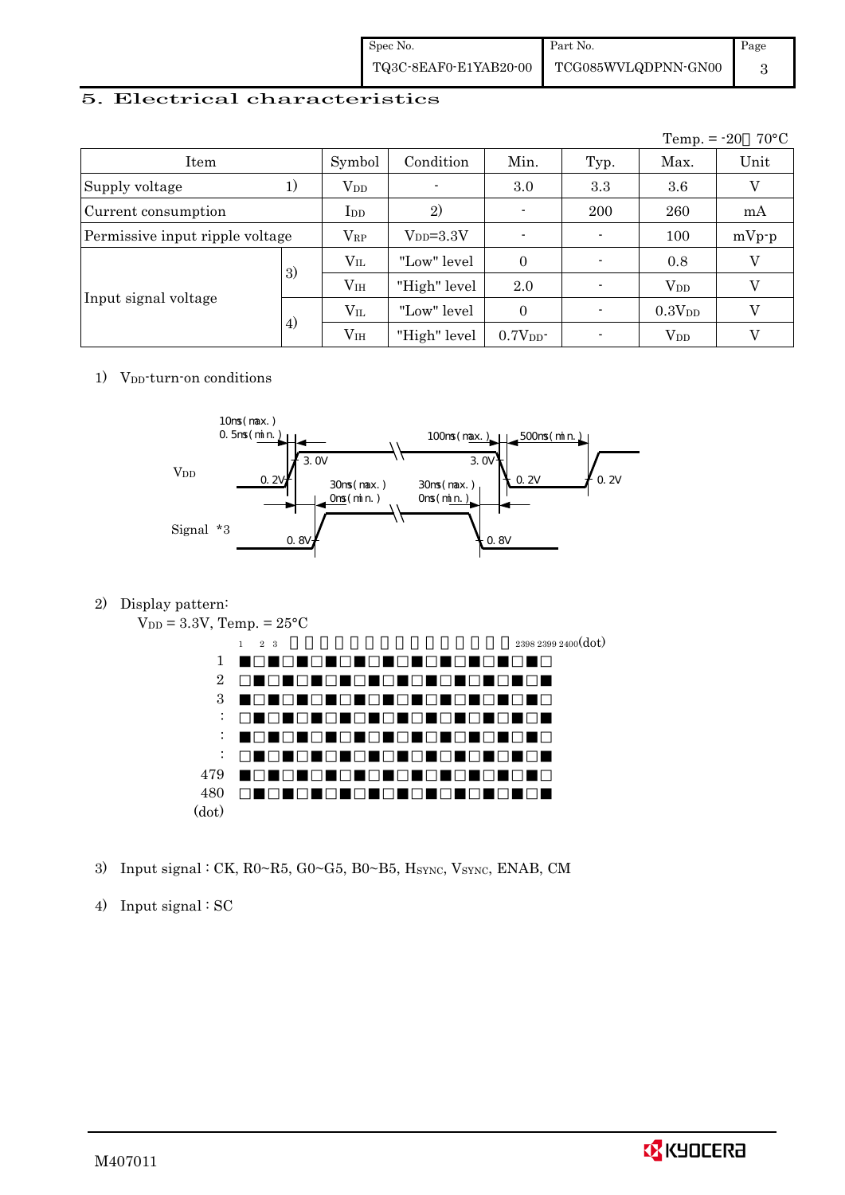## 5. Electrical characteristics

Temp. = -20～70°C

| Item | | Symbol | Condition | Min. | Typ. | Max. | Unit |
|---|---|---|---|---|---|---|---|
| Supply voltage | 1) | $V_{DD}$ | - | 3.0 | 3.3 | 3.6 | V |
| Current consumption | | $I_{DD}$ | 2) | - | 200 | 260 | mA |
| Permissive input ripple voltage | | $V_{RP}$ | $V_{DD}$=3.3V | - | - | 100 | mVp-p |
| Input signal voltage | 3) | $V_{IL}$ | "Low" level | 0 | - | 0.8 | V |
| | | $V_{IH}$ | "High" level | 2.0 | - | $V_{DD}$ | V |
| | 4) | $V_{IL}$ | "Low" level | 0 | - | $0.3V_{DD}$ | V |
| | | $V_{IH}$ | "High" level | $0.7V_{DD}$ | - | $V_{DD}$ | V |

1) $V_{DD}$-turn-on conditions

VDD: 0.2V → 3.0V rise 10ms (max.), 0.5ms (min.); 3.0V → 0.2V fall 100ms (max.); off 500ms (min.)

Signal *3: 0.8V; 30ms (max.), 0ms (min.) after VDD rise; 30ms (max.), 0ms (min.) before VDD fall

2) Display pattern:

$V_{DD}$ = 3.3V, Temp. = 25°C

1 2 3 ・・・ 2398 2399 2400 (dot)

1 ■□■□■□■□■□■□■□■□■□■□
2 □■□■□■□■□■□■□■□■□■□■
3 ■□■□■□■□■□■□■□■□■□■□
: □■□■□■□■□■□■□■□■□■□■
: ■□■□■□■□■□■□■□■□■□■□
: □■□■□■□■□■□■□■□■□■□■
479 ■□■□■□■□■□■□■□■□■□■□
480 □■□■□■□■□■□■□■□■□■□■
(dot)

3) Input signal : CK, R0~R5, G0~G5, B0~B5, $H_{SYNC}$, $V_{SYNC}$, ENAB, CM

4) Input signal : SC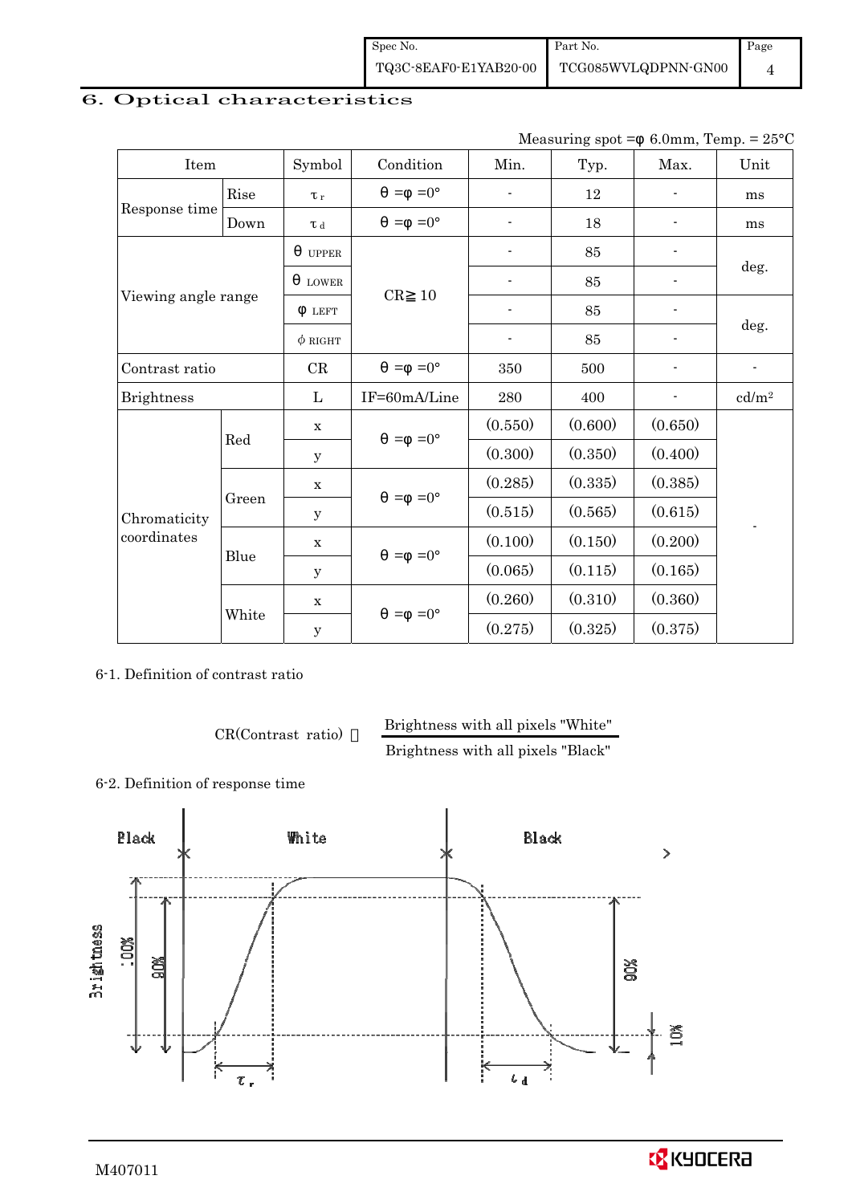## 6. Optical characteristics

Measuring spot =φ 6.0mm, Temp. = 25°C

| Item | | Symbol | Condition | Min. | Typ. | Max. | Unit |
|---|---|---|---|---|---|---|---|
| Response time | Rise | $\tau_r$ | θ =φ =0° | - | 12 | - | ms |
| | Down | $\tau_d$ | θ =φ =0° | - | 18 | - | ms |
| Viewing angle range | | θ UPPER | CR≧10 | - | 85 | - | deg. |
| | | θ LOWER | | - | 85 | - | |
| | | φ LEFT | | - | 85 | - | deg. |
| | | φ RIGHT | | - | 85 | - | |
| Contrast ratio | | CR | θ =φ =0° | 350 | 500 | - | - |
| Brightness | | L | IF=60mA/Line | 280 | 400 | - | cd/m² |
| Chromaticity coordinates | Red | x | θ =φ =0° | (0.550) | (0.600) | (0.650) | - |
| | | y | | (0.300) | (0.350) | (0.400) | |
| | Green | x | θ =φ =0° | (0.285) | (0.335) | (0.385) | |
| | | y | | (0.515) | (0.565) | (0.615) | |
| | Blue | x | θ =φ =0° | (0.100) | (0.150) | (0.200) | |
| | | y | | (0.065) | (0.115) | (0.165) | |
| | White | x | θ =φ =0° | (0.260) | (0.310) | (0.360) | |
| | | y | | (0.275) | (0.325) | (0.375) | |

6-1. Definition of contrast ratio

$$\text{CR(Contrast ratio)} = \frac{\text{Brightness with all pixels "White"}}{\text{Brightness with all pixels "Black"}}$$

6-2. Definition of response time

Black — White — Black

Brightness: 100%, 90%, 90%, 10%

$\tau_r$ $\tau_d$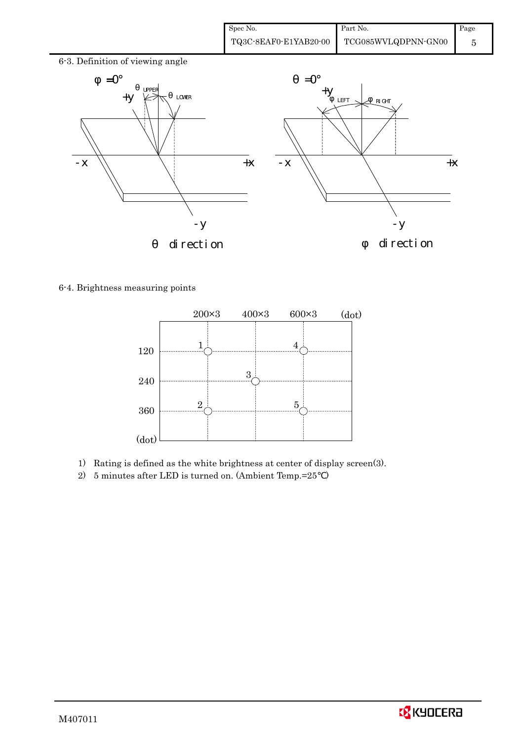6-3. Definition of viewing angle

φ = 0°

θ = 0°

θ direction

φ direction

6-4. Brightness measuring points

| | 200×3 | 400×3 | 600×3 (dot) |
|---|---|---|---|
| 120 | 1 | | 4 |
| 240 | | 3 | |
| 360 | 2 | | 5 |
| (dot) | | | |

1) Rating is defined as the white brightness at center of display screen(3).
2) 5 minutes after LED is turned on. (Ambient Temp.=25℃)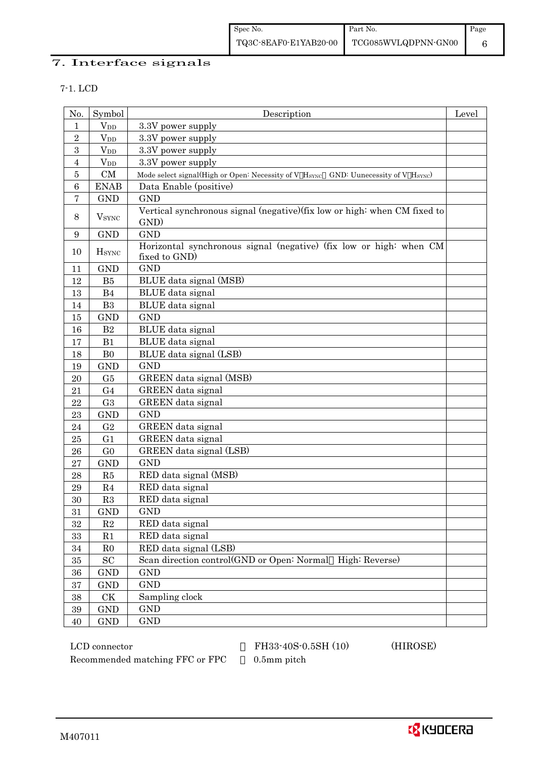## 7. Interface signals

### 7-1. LCD

| No. | Symbol | Description | Level |
|---|---|---|---|
| 1 | $V_{DD}$ | 3.3V power supply | |
| 2 | $V_{DD}$ | 3.3V power supply | |
| 3 | $V_{DD}$ | 3.3V power supply | |
| 4 | $V_{DD}$ | 3.3V power supply | |
| 5 | CM | Mode select signal(High or Open: Necessity of V・$H_{SYNC}$ GND: Uunecessity of V・$H_{SYNC}$) | |
| 6 | ENAB | Data Enable (positive) | |
| 7 | GND | GND | |
| 8 | $V_{SYNC}$ | Vertical synchronous signal (negative)(fix low or high: when CM fixed to GND) | |
| 9 | GND | GND | |
| 10 | $H_{SYNC}$ | Horizontal synchronous signal (negative) (fix low or high: when CM fixed to GND) | |
| 11 | GND | GND | |
| 12 | B5 | BLUE data signal (MSB) | |
| 13 | B4 | BLUE data signal | |
| 14 | B3 | BLUE data signal | |
| 15 | GND | GND | |
| 16 | B2 | BLUE data signal | |
| 17 | B1 | BLUE data signal | |
| 18 | B0 | BLUE data signal (LSB) | |
| 19 | GND | GND | |
| 20 | G5 | GREEN data signal (MSB) | |
| 21 | G4 | GREEN data signal | |
| 22 | G3 | GREEN data signal | |
| 23 | GND | GND | |
| 24 | G2 | GREEN data signal | |
| 25 | G1 | GREEN data signal | |
| 26 | G0 | GREEN data signal (LSB) | |
| 27 | GND | GND | |
| 28 | R5 | RED data signal (MSB) | |
| 29 | R4 | RED data signal | |
| 30 | R3 | RED data signal | |
| 31 | GND | GND | |
| 32 | R2 | RED data signal | |
| 33 | R1 | RED data signal | |
| 34 | R0 | RED data signal (LSB) | |
| 35 | SC | Scan direction control(GND or Open: Normal High: Reverse) | |
| 36 | GND | GND | |
| 37 | GND | GND | |
| 38 | CK | Sampling clock | |
| 39 | GND | GND | |
| 40 | GND | GND | |

LCD connector : FH33-40S-0.5SH (10) (HIROSE)

Recommended matching FFC or FPC : 0.5mm pitch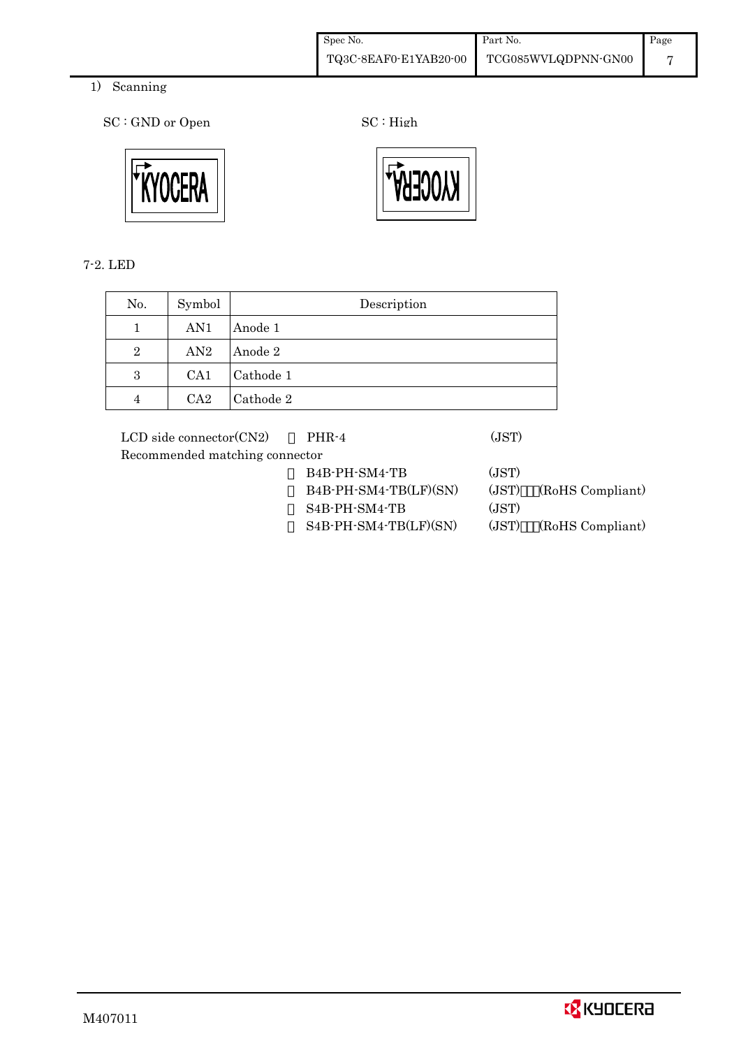1) Scanning

SC : GND or Open

SC : High

7-2. LED

| No. | Symbol | Description |
|---|---|---|
| 1 | AN1 | Anode 1 |
| 2 | AN2 | Anode 2 |
| 3 | CA1 | Cathode 1 |
| 4 | CA2 | Cathode 2 |

LCD side connector(CN2) PHR-4 (JST)

Recommended matching connector

- B4B-PH-SM4-TB (JST)
- B4B-PH-SM4-TB(LF)(SN) (JST) (RoHS Compliant)
- S4B-PH-SM4-TB (JST)
- S4B-PH-SM4-TB(LF)(SN) (JST) (RoHS Compliant)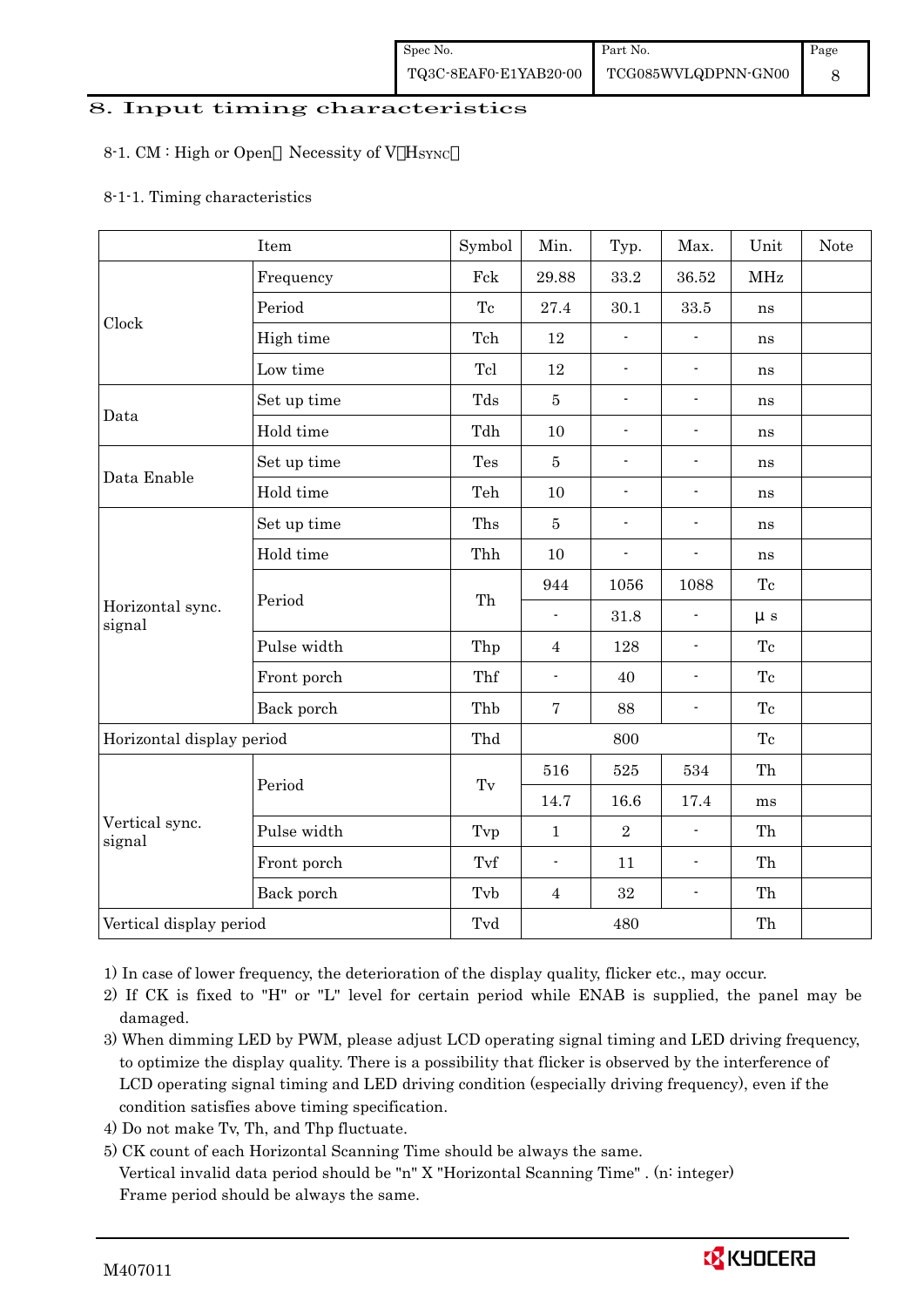## 8. Input timing characteristics

8-1. CM : High or Open（Necessity of V・HSYNC）

8-1-1. Timing characteristics

| Item | | Symbol | Min. | Typ. | Max. | Unit | Note |
|---|---|---|---|---|---|---|---|
| Clock | Frequency | Fck | 29.88 | 33.2 | 36.52 | MHz | |
| | Period | Tc | 27.4 | 30.1 | 33.5 | ns | |
| | High time | Tch | 12 | - | - | ns | |
| | Low time | Tcl | 12 | - | - | ns | |
| Data | Set up time | Tds | 5 | - | - | ns | |
| | Hold time | Tdh | 10 | - | - | ns | |
| Data Enable | Set up time | Tes | 5 | - | - | ns | |
| | Hold time | Teh | 10 | - | - | ns | |
| Horizontal sync. signal | Set up time | Ths | 5 | - | - | ns | |
| | Hold time | Thh | 10 | - | - | ns | |
| | Period | Th | 944 | 1056 | 1088 | Tc | |
| | | | - | 31.8 | - | μs | |
| | Pulse width | Thp | 4 | 128 | - | Tc | |
| | Front porch | Thf | - | 40 | - | Tc | |
| | Back porch | Thb | 7 | 88 | - | Tc | |
| Horizontal display period | | Thd | | 800 | | Tc | |
| Vertical sync. signal | Period | Tv | 516 | 525 | 534 | Th | |
| | | | 14.7 | 16.6 | 17.4 | ms | |
| | Pulse width | Tvp | 1 | 2 | - | Th | |
| | Front porch | Tvf | - | 11 | - | Th | |
| | Back porch | Tvb | 4 | 32 | - | Th | |
| Vertical display period | | Tvd | | 480 | | Th | |

1) In case of lower frequency, the deterioration of the display quality, flicker etc., may occur.
2) If CK is fixed to "H" or "L" level for certain period while ENAB is supplied, the panel may be damaged.
3) When dimming LED by PWM, please adjust LCD operating signal timing and LED driving frequency, to optimize the display quality. There is a possibility that flicker is observed by the interference of LCD operating signal timing and LED driving condition (especially driving frequency), even if the condition satisfies above timing specification.
4) Do not make Tv, Th, and Thp fluctuate.
5) CK count of each Horizontal Scanning Time should be always the same.
   Vertical invalid data period should be "n" X "Horizontal Scanning Time" . (n: integer)
   Frame period should be always the same.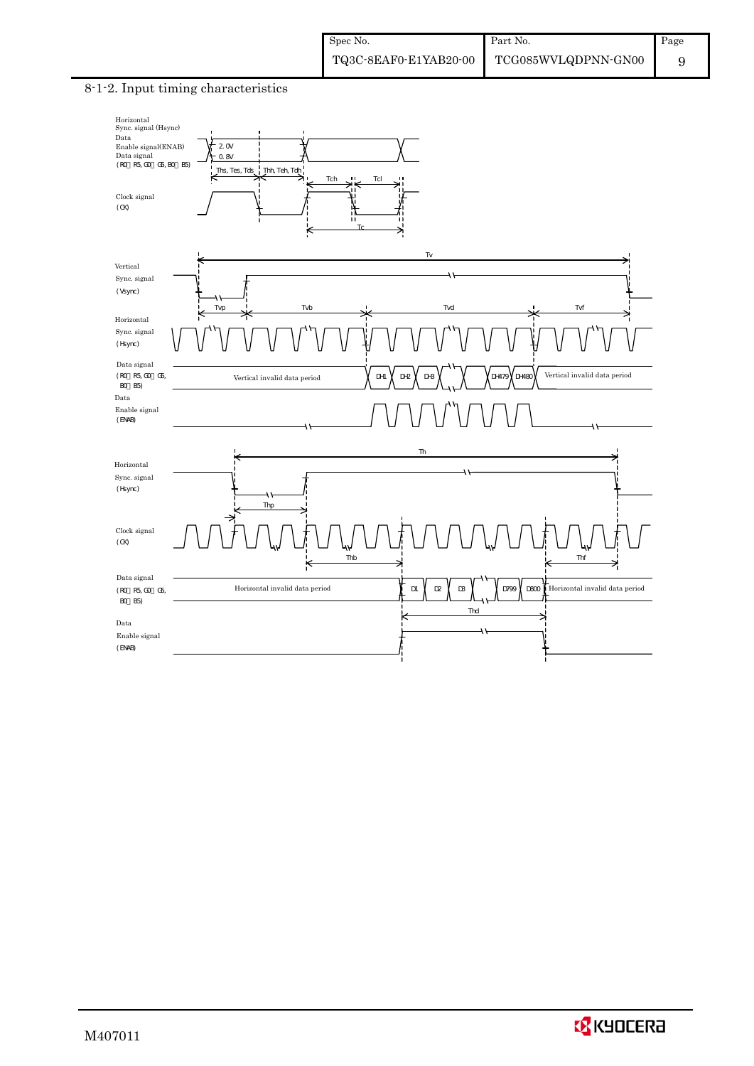## 8-1-2. Input timing characteristics

Horizontal Sync. signal (Hsync)
Data Enable signal(ENAB)
Data signal (R0～R5, G0～G5, B0～B5)

2.0V
0.8V

Ths, Tes, Tds　Thh, Teh, Tdh

Tch　Tcl

Clock signal (CK)

Tc

Tv

Vertical Sync. signal (Vsync)

Tvp　Tvb　Tvd　Tvf

Horizontal Sync. signal (Hsync)

Data signal (R0～R5, G0～G5, B0～B5)

Vertical invalid data period　DH1　DH2　DH3　DH479　DH480　Vertical invalid data period

Data Enable signal (ENAB)

Th

Horizontal Sync. signal (Hsync)

Thp

Clock signal (CK)

Thb　Thf

Data signal (R0～R5, G0～G5, B0～B5)

Horizontal invalid data period　D1　D2　D3　D799　D800　Horizontal invalid data period

Thd

Data Enable signal (ENAB)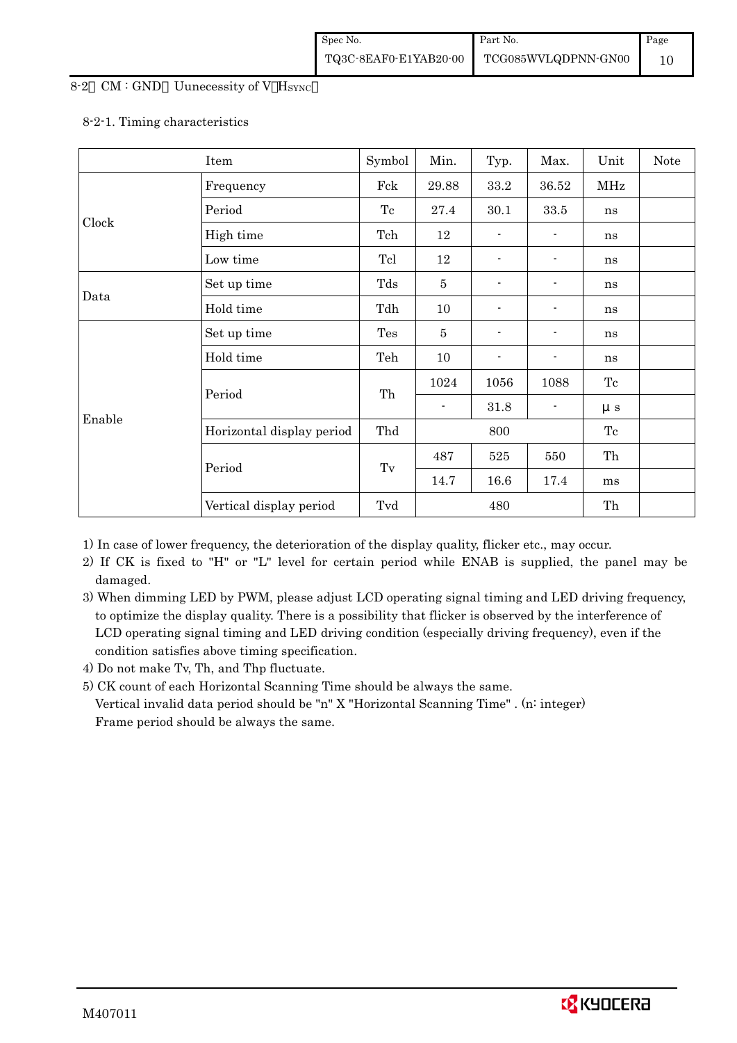8-2 CM : GND (Uunecessity of V・HSYNC)

8-2-1. Timing characteristics

| Item | | Symbol | Min. | Typ. | Max. | Unit | Note |
|---|---|---|---|---|---|---|---|
| Clock | Frequency | Fck | 29.88 | 33.2 | 36.52 | MHz | |
| | Period | Tc | 27.4 | 30.1 | 33.5 | ns | |
| | High time | Tch | 12 | - | - | ns | |
| | Low time | Tcl | 12 | - | - | ns | |
| Data | Set up time | Tds | 5 | - | - | ns | |
| | Hold time | Tdh | 10 | - | - | ns | |
| Enable | Set up time | Tes | 5 | - | - | ns | |
| | Hold time | Teh | 10 | - | - | ns | |
| | Period | Th | 1024 | 1056 | 1088 | Tc | |
| | | | - | 31.8 | - | μs | |
| | Horizontal display period | Thd | | 800 | | Tc | |
| | Period | Tv | 487 | 525 | 550 | Th | |
| | | | 14.7 | 16.6 | 17.4 | ms | |
| | Vertical display period | Tvd | | 480 | | Th | |

1) In case of lower frequency, the deterioration of the display quality, flicker etc., may occur.
2) If CK is fixed to "H" or "L" level for certain period while ENAB is supplied, the panel may be damaged.
3) When dimming LED by PWM, please adjust LCD operating signal timing and LED driving frequency, to optimize the display quality. There is a possibility that flicker is observed by the interference of LCD operating signal timing and LED driving condition (especially driving frequency), even if the condition satisfies above timing specification.
4) Do not make Tv, Th, and Thp fluctuate.
5) CK count of each Horizontal Scanning Time should be always the same.
   Vertical invalid data period should be "n" X "Horizontal Scanning Time" . (n: integer)
   Frame period should be always the same.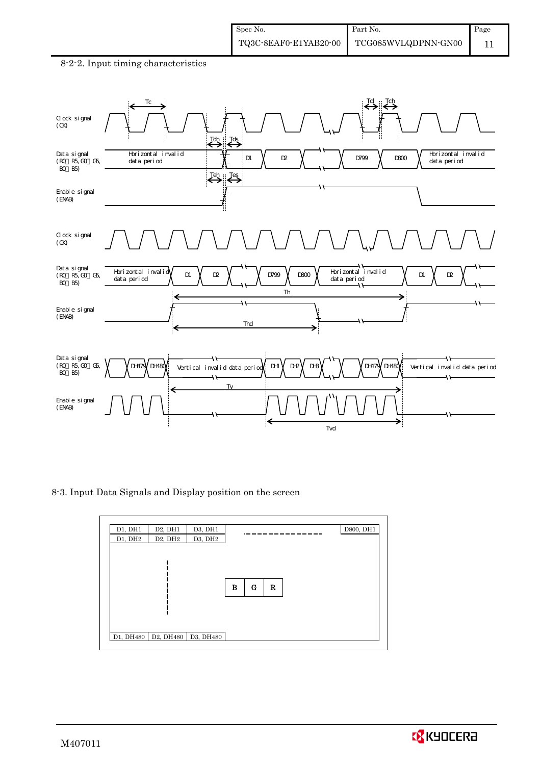8-2-2. Input timing characteristics

Clock signal (CK)

Data signal (R0～R5, G0～G5, B0～B5)

Horizontal invalid data period | D1 | D2 | D799 | D800 | Horizontal invalid data period

Enable signal (ENAB)

Tc, Tch, Tcl, Tdh, Tds, Teh, Tes, Th, Thd, Tv, Tvd

Vertical invalid data period | DH1 | DH2 | DH3 | DH479 | DH480

8-3. Input Data Signals and Display position on the screen

| D1, DH1 | D2, DH1 | D3, DH1 | - - - - - - - - | D800, DH1 |
|---|---|---|---|---|
| D1, DH2 | D2, DH2 | D3, DH2 | | |
| | ¦ | B G R | | |
| D1, DH480 | D2, DH480 | D3, DH480 | | |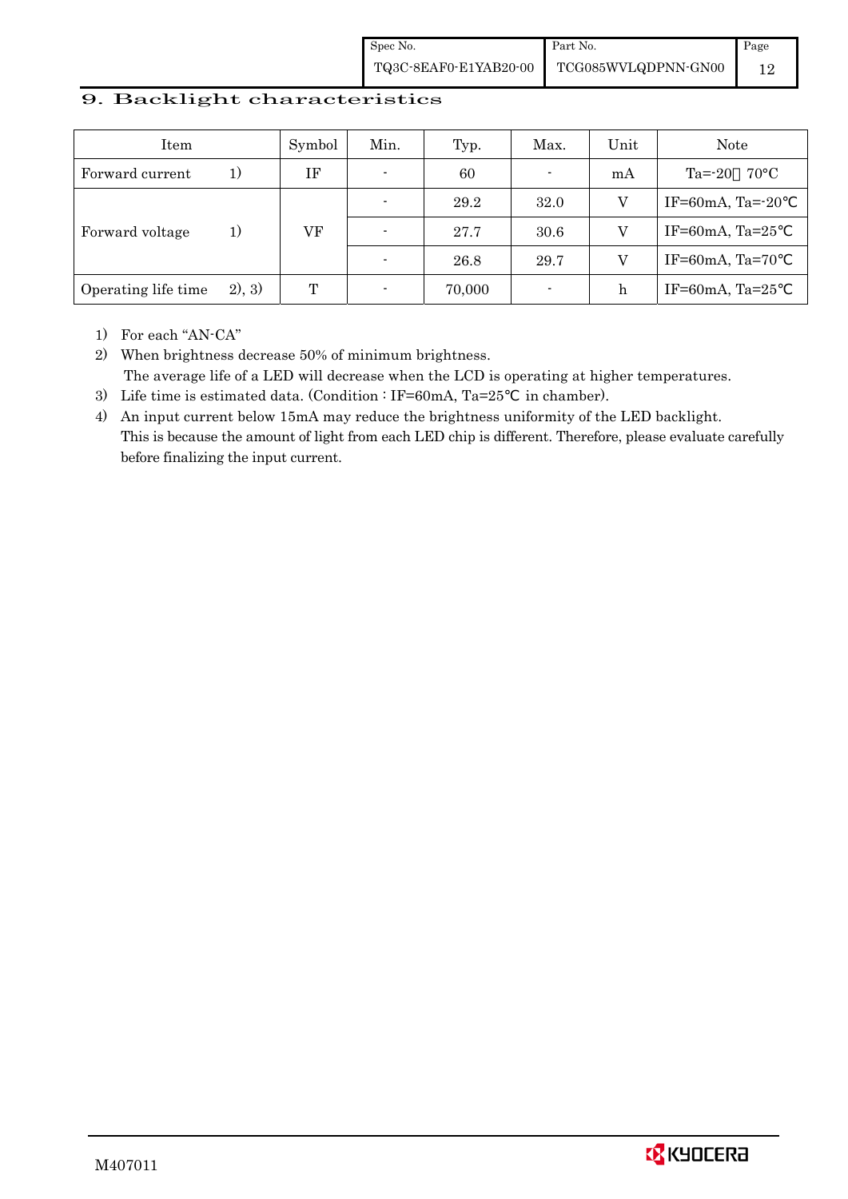## 9. Backlight characteristics

| Item | | Symbol | Min. | Typ. | Max. | Unit | Note |
|---|---|---|---|---|---|---|---|
| Forward current | 1) | IF | - | 60 | - | mA | Ta=-20 70°C |
| Forward voltage | 1) | VF | - | 29.2 | 32.0 | V | IF=60mA, Ta=-20℃ |
| | | | - | 27.7 | 30.6 | V | IF=60mA, Ta=25℃ |
| | | | - | 26.8 | 29.7 | V | IF=60mA, Ta=70℃ |
| Operating life time | 2), 3) | T | - | 70,000 | - | h | IF=60mA, Ta=25℃ |

1) For each "AN-CA"
2) When brightness decrease 50% of minimum brightness.
   The average life of a LED will decrease when the LCD is operating at higher temperatures.
3) Life time is estimated data. (Condition : IF=60mA, Ta=25℃ in chamber).
4) An input current below 15mA may reduce the brightness uniformity of the LED backlight.
   This is because the amount of light from each LED chip is different. Therefore, please evaluate carefully before finalizing the input current.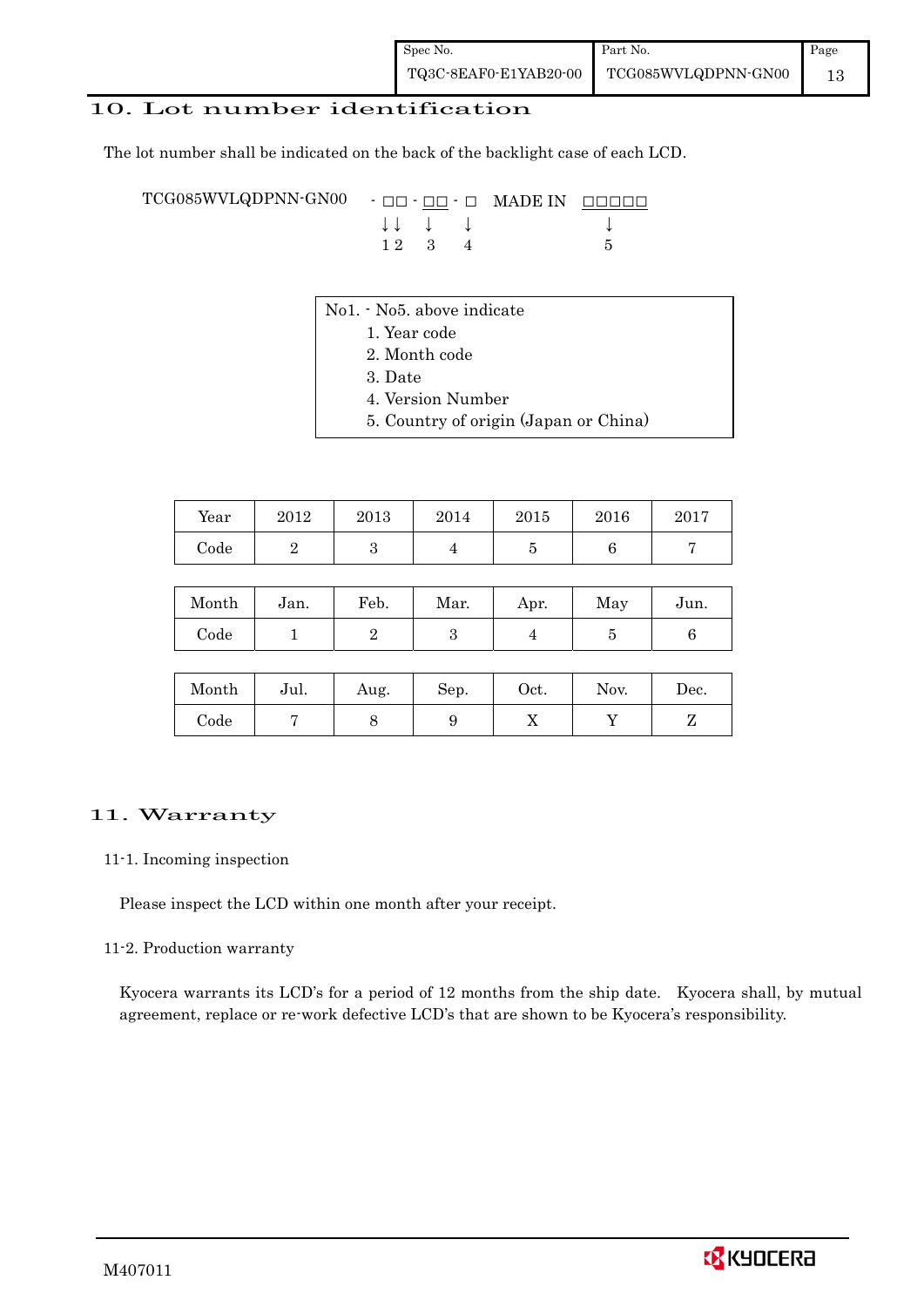## 10. Lot number identification

The lot number shall be indicated on the back of the backlight case of each LCD.

```
TCG085WVLQDPNN-GN00   - □□ - □□ - □   MADE IN  □□□□□
                        ↓↓   ↓    ↓              ↓
                        1 2  3    4              5
```

No1. - No5. above indicate

1. Year code
2. Month code
3. Date
4. Version Number
5. Country of origin (Japan or China)

| Year | 2012 | 2013 | 2014 | 2015 | 2016 | 2017 |
|---|---|---|---|---|---|---|
| Code | 2 | 3 | 4 | 5 | 6 | 7 |

| Month | Jan. | Feb. | Mar. | Apr. | May | Jun. |
|---|---|---|---|---|---|---|
| Code | 1 | 2 | 3 | 4 | 5 | 6 |

| Month | Jul. | Aug. | Sep. | Oct. | Nov. | Dec. |
|---|---|---|---|---|---|---|
| Code | 7 | 8 | 9 | X | Y | Z |

## 11. Warranty

### 11-1. Incoming inspection

Please inspect the LCD within one month after your receipt.

### 11-2. Production warranty

Kyocera warrants its LCD's for a period of 12 months from the ship date. Kyocera shall, by mutual agreement, replace or re-work defective LCD's that are shown to be Kyocera's responsibility.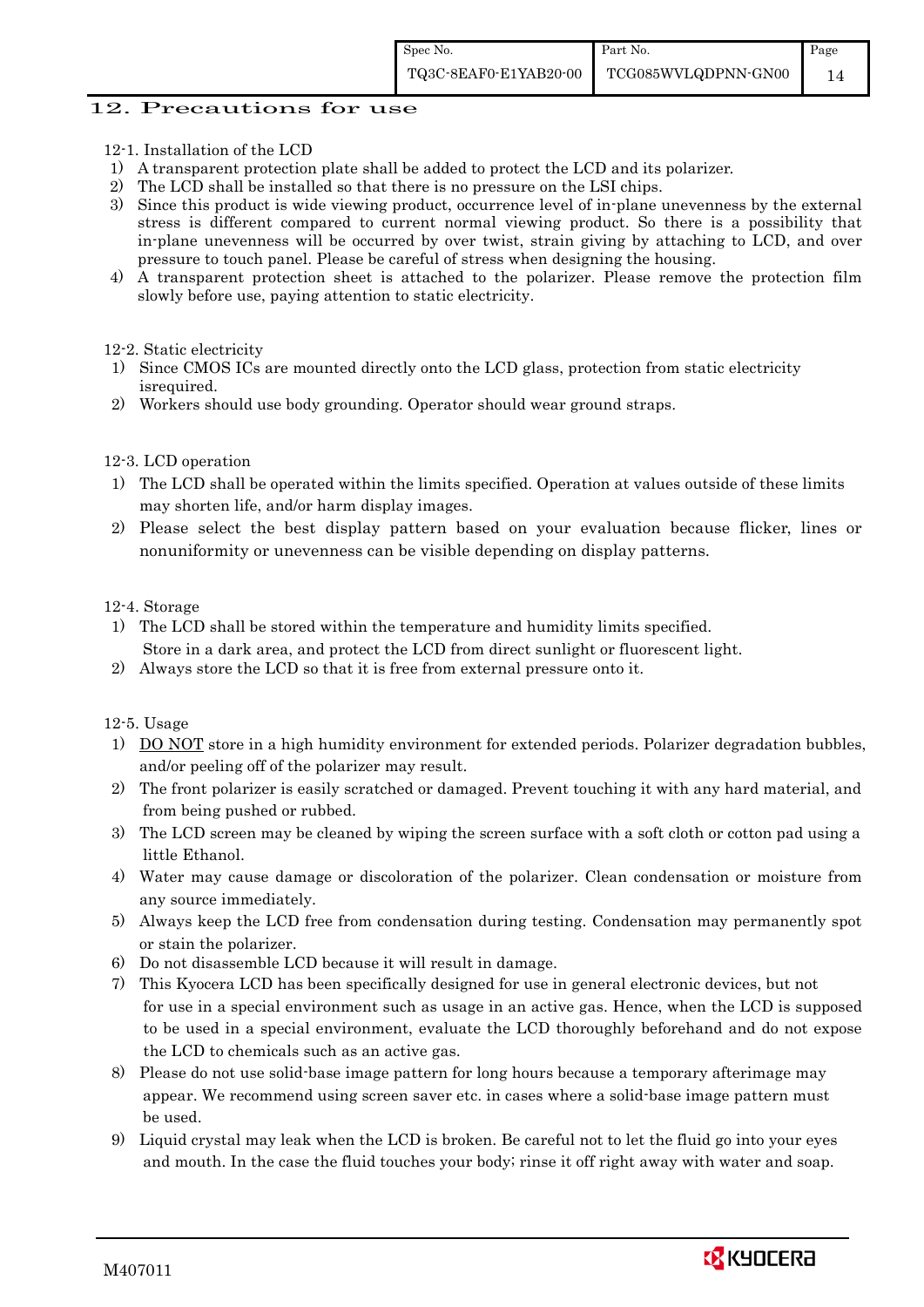## 12. Precautions for use

12-1. Installation of the LCD

1) A transparent protection plate shall be added to protect the LCD and its polarizer.
2) The LCD shall be installed so that there is no pressure on the LSI chips.
3) Since this product is wide viewing product, occurrence level of in-plane unevenness by the external stress is different compared to current normal viewing product. So there is a possibility that in-plane unevenness will be occurred by over twist, strain giving by attaching to LCD, and over pressure to touch panel. Please be careful of stress when designing the housing.
4) A transparent protection sheet is attached to the polarizer. Please remove the protection film slowly before use, paying attention to static electricity.

12-2. Static electricity

1) Since CMOS ICs are mounted directly onto the LCD glass, protection from static electricity isrequired.
2) Workers should use body grounding. Operator should wear ground straps.

12-3. LCD operation

1) The LCD shall be operated within the limits specified. Operation at values outside of these limits may shorten life, and/or harm display images.
2) Please select the best display pattern based on your evaluation because flicker, lines or nonuniformity or unevenness can be visible depending on display patterns.

12-4. Storage

1) The LCD shall be stored within the temperature and humidity limits specified.
   Store in a dark area, and protect the LCD from direct sunlight or fluorescent light.
2) Always store the LCD so that it is free from external pressure onto it.

12-5. Usage

1) DO NOT store in a high humidity environment for extended periods. Polarizer degradation bubbles, and/or peeling off of the polarizer may result.
2) The front polarizer is easily scratched or damaged. Prevent touching it with any hard material, and from being pushed or rubbed.
3) The LCD screen may be cleaned by wiping the screen surface with a soft cloth or cotton pad using a little Ethanol.
4) Water may cause damage or discoloration of the polarizer. Clean condensation or moisture from any source immediately.
5) Always keep the LCD free from condensation during testing. Condensation may permanently spot or stain the polarizer.
6) Do not disassemble LCD because it will result in damage.
7) This Kyocera LCD has been specifically designed for use in general electronic devices, but not for use in a special environment such as usage in an active gas. Hence, when the LCD is supposed to be used in a special environment, evaluate the LCD thoroughly beforehand and do not expose the LCD to chemicals such as an active gas.
8) Please do not use solid-base image pattern for long hours because a temporary afterimage may appear. We recommend using screen saver etc. in cases where a solid-base image pattern must be used.
9) Liquid crystal may leak when the LCD is broken. Be careful not to let the fluid go into your eyes and mouth. In the case the fluid touches your body; rinse it off right away with water and soap.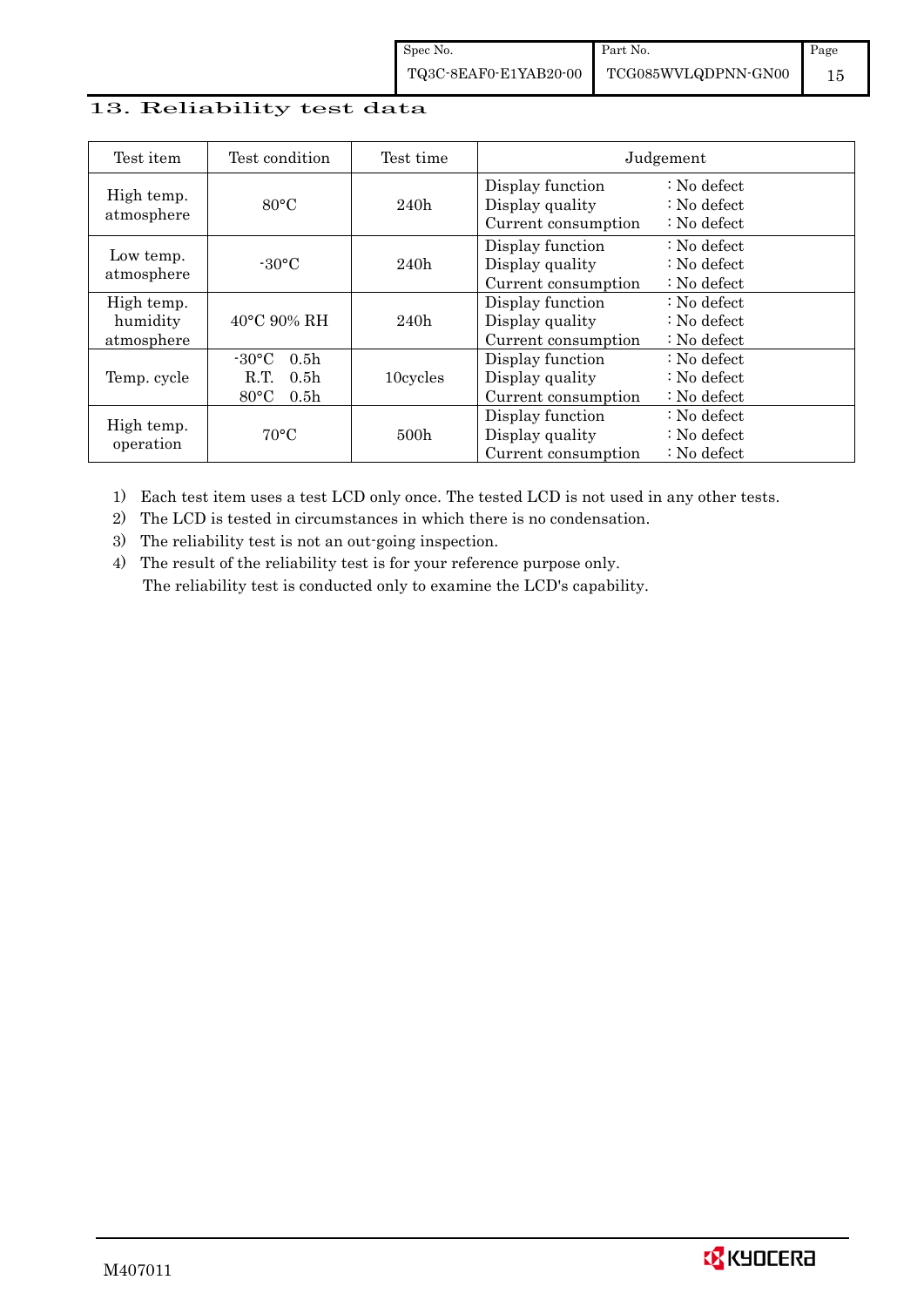# 13. Reliability test data

| Test item | Test condition | Test time | Judgement |
|---|---|---|---|
| High temp. atmosphere | 80°C | 240h | Display function : No defect<br>Display quality : No defect<br>Current consumption : No defect |
| Low temp. atmosphere | -30°C | 240h | Display function : No defect<br>Display quality : No defect<br>Current consumption : No defect |
| High temp. humidity atmosphere | 40°C 90% RH | 240h | Display function : No defect<br>Display quality : No defect<br>Current consumption : No defect |
| Temp. cycle | -30°C 0.5h<br>R.T. 0.5h<br>80°C 0.5h | 10cycles | Display function : No defect<br>Display quality : No defect<br>Current consumption : No defect |
| High temp. operation | 70°C | 500h | Display function : No defect<br>Display quality : No defect<br>Current consumption : No defect |

1) Each test item uses a test LCD only once. The tested LCD is not used in any other tests.
2) The LCD is tested in circumstances in which there is no condensation.
3) The reliability test is not an out-going inspection.
4) The result of the reliability test is for your reference purpose only.
   The reliability test is conducted only to examine the LCD's capability.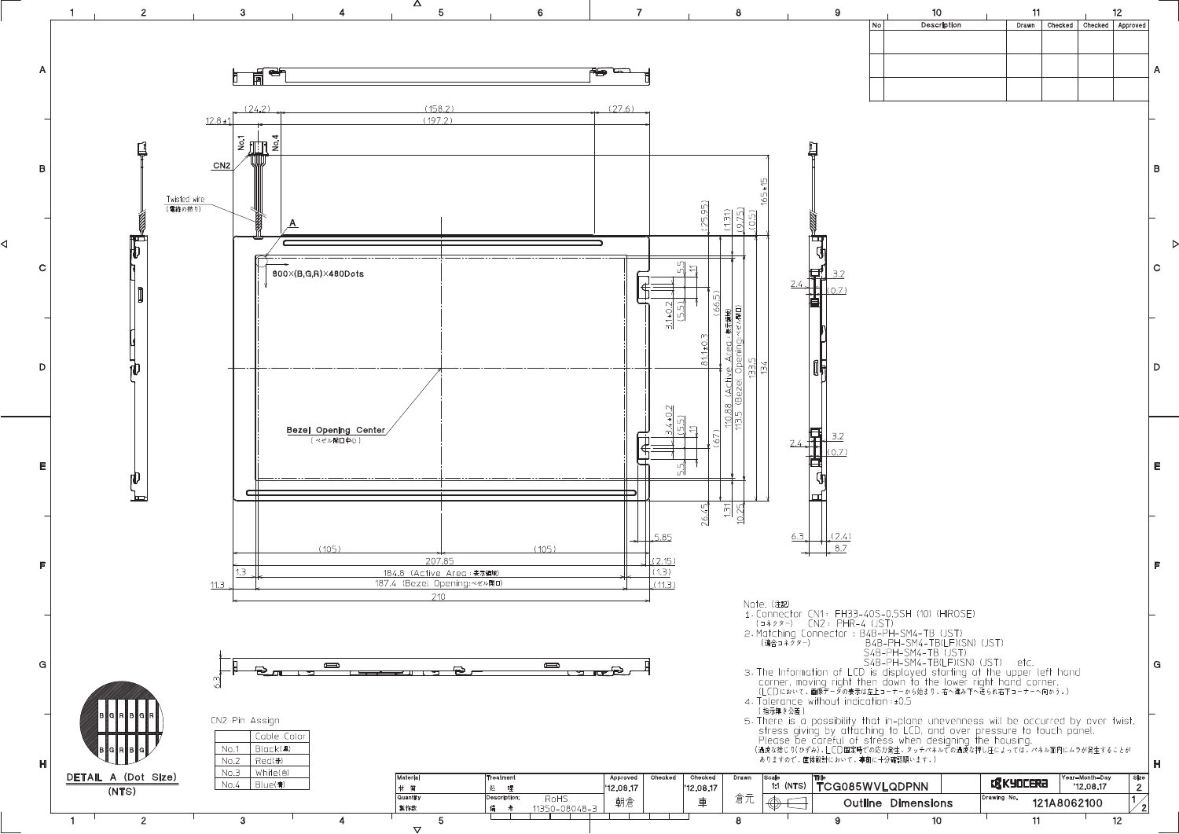| No | Description | Drawn | Checked | Checked | Approved |
|---|---|---|---|---|---|
| | | | | | |
| | | | | | |
| | | | | | |

CN2

Twisted wire
(電線の撚り)

A

800×(B,G,R)×480Dots

Bezel Opening Center
（ベゼル開口中心）

No.1 No.4

(24.2) (158.2) (27.6)
12.8±1 (197.2)
165±15

(25.95) (1.31) (9.75) (0.5)
5.5 11
3.1±0.2 (5.5)
(66.5)
81.1±0.3
110.88 (Active Area：表示領域)
113.5 (Bezel Opening：ベゼル開口)
133.5 134
3.4±0.2 (5.5) 11
(67)
5.5
26.45 1.31 10.25

5.85
(105) (105)
207.85 (2.15)
1.3 184.8 (Active Area：表示領域) (1.3)
11.3 187.4 (Bezel Opening：ベゼル開口) (11.3)
210

2.4 3.2 (0.7)
2.4 3.2 (0.7)
6.3 (2.4) 8.7

6.3

**DETAIL A (Dot Size)**
(NTS)

CN2 Pin Assign

| | Cable Color |
|---|---|
| No.1 | Black(黒) |
| No.2 | Red(赤) |
| No.3 | White(白) |
| No.4 | Blue(青) |

Note. (注記)

1. Connector CN1 : FH33-40S-0.5SH (10) (HIROSE)
   (コネクター)　CN2 : PHR-4 (JST)
2. Matching Connector : B4B-PH-SM4-TB (JST)
   (適合コネクター)　B4B-PH-SM4-TB(LF)(SN) (JST)
   S4B-PH-SM4-TB (JST)
   S4B-PH-SM4-TB(LF)(SN) (JST)　etc.
3. The Information of LCD is displayed starting at the upper left hand corner, moving right then down to the lower right hand corner.
   (LCDにおいて、画像データの表示は左上コーナーから始まり、右へ進み下へ送られ右下コーナーへ向かう。)
4. Tolerance without indication : ±0.5
   (指示無き公差)
5. There is a possibility that in-plane unevenness will be occurred by over twist, stress giving by attaching to LCD, and over pressure to touch panel.
   Please be careful of stress when designing the housing.
   (過度な捻じり(ひずみ)、LCD固定時での応力発生、タッチパネルでの過度な押し圧によっては、パネル面内にムラが発生することがありますので、筐体設計において、事前に十分確認願います。)

| Material 材質 | Treatment 処理 | Approved | Checked | Checked | Drawn | Scale | Title | | Year-Month-Day | Size |
|---|---|---|---|---|---|---|---|---|---|---|
| Quantity 製作数 | Description 備考　RoHS 11350-08048-3 | '12.08.17 朝倉 | | '12.08.17 車 | 倉元 | 1:1 (NTS) | TCG085WVLQDPNN Outline Dimensions | KYOCERA | '12.08.17 Drawing No. 121A8062100 | 2 1/2 |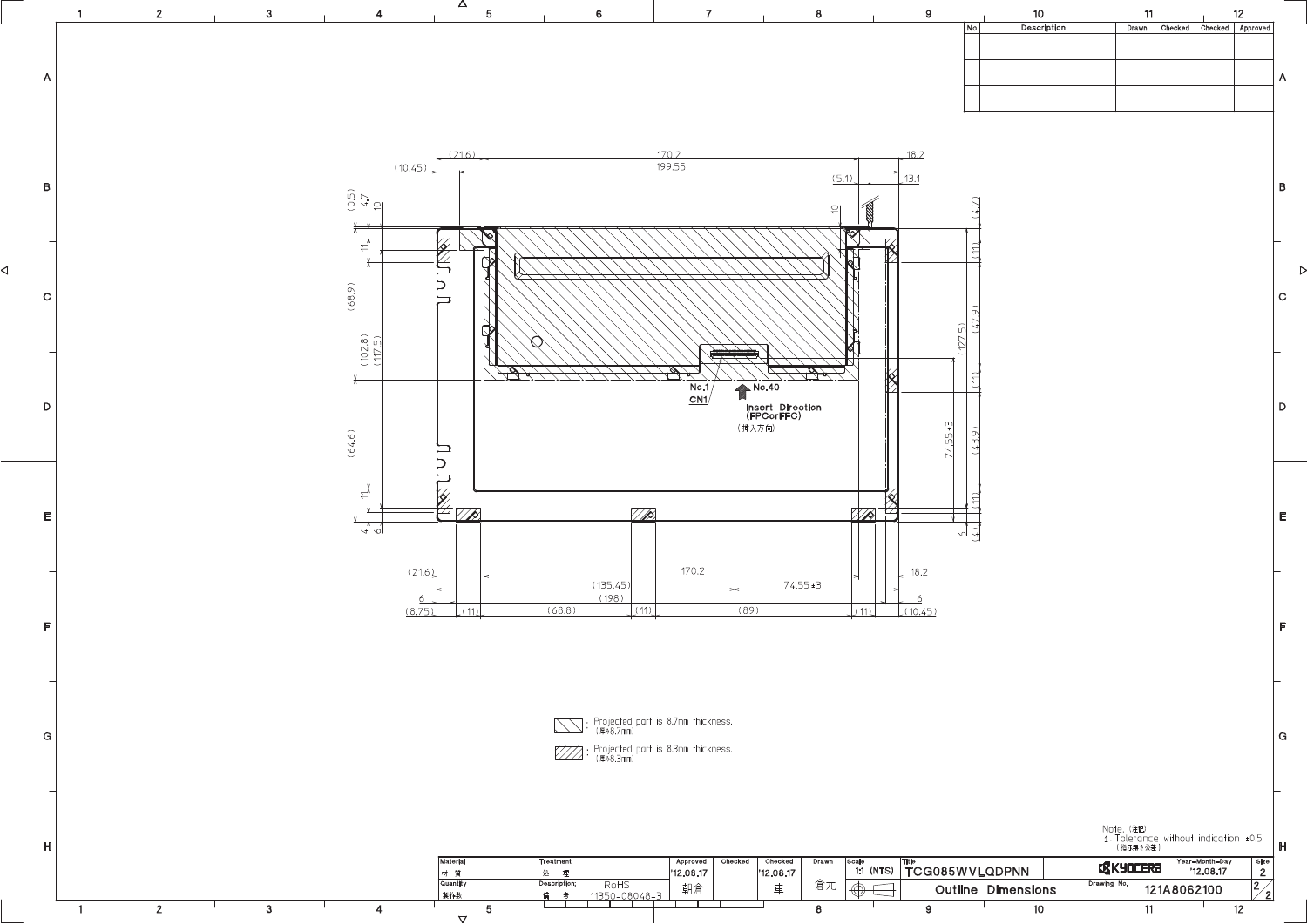| No | Description | Drawn | Checked | Checked | Approved |
|---|---|---|---|---|---|
| | | | | | |
| | | | | | |

No.1
CN1
No.40
Insert Direction (FPCorFFC)
(挿入方向)

: Projected part is 8.7mm thickness. (厚み8.7mm)

: Projected part is 8.3mm thickness. (厚み8.3mm)

Note. (注記)
1. Tolerance without indication : ±0.5 (指示無き公差)

| Material 材質 | Treatment 処理 | Approved | Checked | Checked | Drawn | Scale | Title | | Year-Month-Day | Size |
|---|---|---|---|---|---|---|---|---|---|---|
| | | '12.08.17 | | '12.08.17 | | 1:1 (NTS) | TCG085WVLQDPNN | KYOCERA | '12.08.17 | 2 |
| Quantity 製作数 | Description; 備考 RoHS 11350-08048-3 | 朝倉 | | 車 | 倉元 | | Outline Dimensions | Drawing No. 121A8062100 | | 2/2 |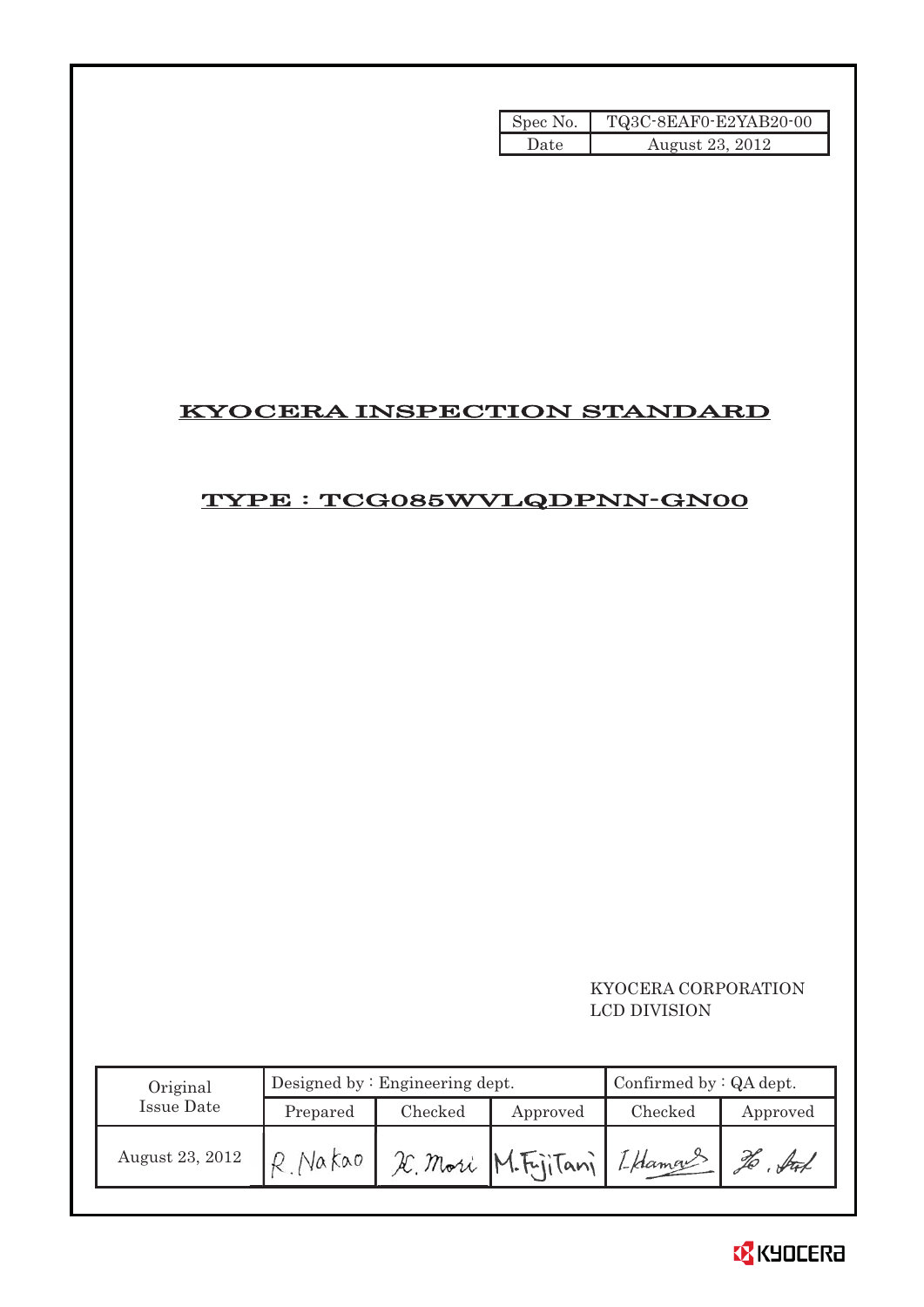| Spec No. | TQ3C-8EAF0-E2YAB20-00 |
| --- | --- |
| Date | August 23, 2012 |

# KYOCERA INSPECTION STANDARD

## TYPE : TCG085WVLQDPNN-GN00

KYOCERA CORPORATION
LCD DIVISION

| Original Issue Date | Designed by : Engineering dept. | | | Confirmed by : QA dept. | |
| --- | --- | --- | --- | --- | --- |
| | Prepared | Checked | Approved | Checked | Approved |
| August 23, 2012 | R. Nakao | K. Mori | M. Fujitani | I. Hamano | H. Sato |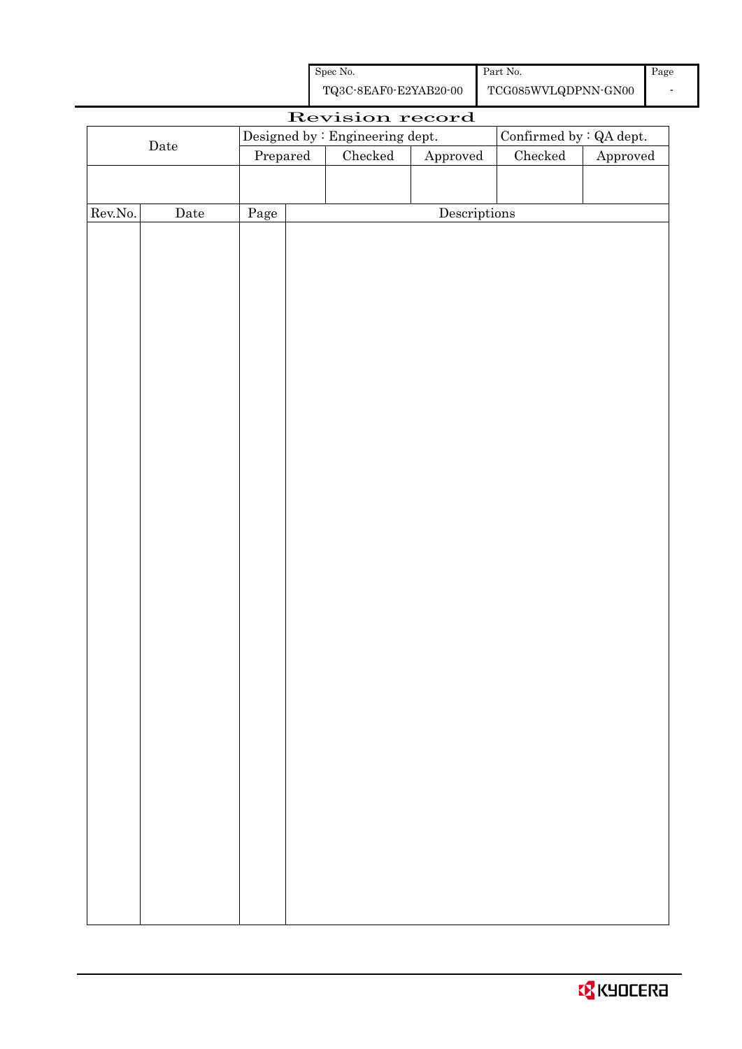| Spec No. | Part No. | Page |
|---|---|---|
| TQ3C-8EAF0-E2YAB20-00 | TCG085WVLQDPNN-GN00 | - |

# Revision record

| Date | Designed by : Engineering dept. | | | Confirmed by : QA dept. | |
|---|---|---|---|---|---|
| | Prepared | Checked | Approved | Checked | Approved |
| | | | | | |

| Rev.No. | Date | Page | Descriptions |
|---|---|---|---|
| | | | |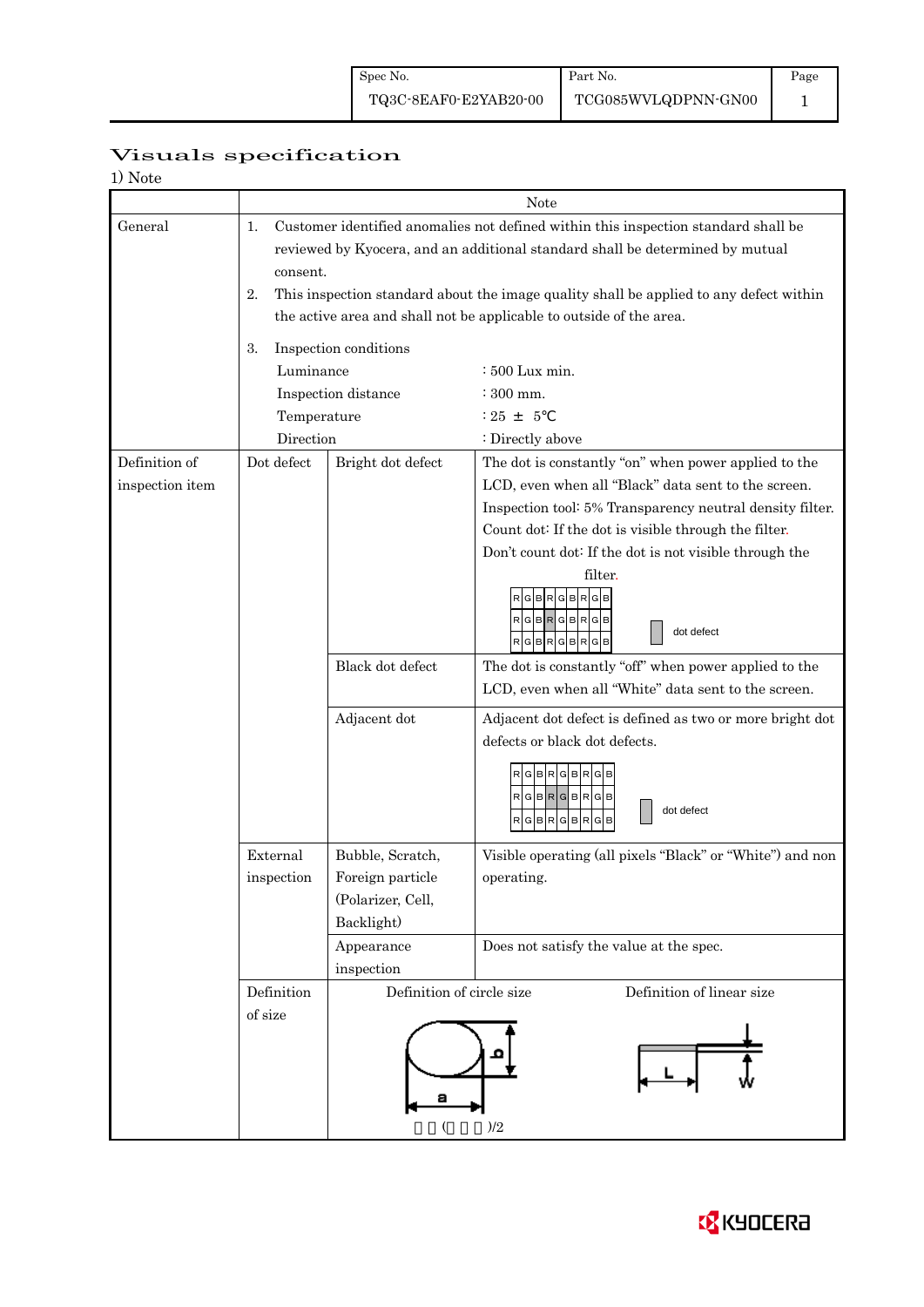| Spec No. | Part No. | Page |
| --- | --- | --- |
| TQ3C-8EAF0-E2YAB20-00 | TCG085WVLQDPNN-GN00 | 1 |

# Visuals specification

1) Note

| | | | Note |
| --- | --- | --- | --- |
| General | 1. Customer identified anomalies not defined within this inspection standard shall be reviewed by Kyocera, and an additional standard shall be determined by mutual consent.<br>2. This inspection standard about the image quality shall be applied to any defect within the active area and shall not be applicable to outside of the area.<br>3. Inspection conditions<br>Luminance : 500 Lux min.<br>Inspection distance : 300 mm.<br>Temperature : 25 ± 5℃<br>Direction : Directly above | | |
| Definition of inspection item | Dot defect | Bright dot defect | The dot is constantly "on" when power applied to the LCD, even when all "Black" data sent to the screen.<br>Inspection tool: 5% Transparency neutral density filter.<br>Count dot: If the dot is visible through the filter.<br>Don't count dot: If the dot is not visible through the filter.<br>RGBRGBRGB / RGBRGBRGB / RGBRGBRGB — dot defect |
| | | Black dot defect | The dot is constantly "off" when power applied to the LCD, even when all "White" data sent to the screen. |
| | | Adjacent dot | Adjacent dot defect is defined as two or more bright dot defects or black dot defects.<br>RGBRGBRGB / RGBRGBRGB / RGBRGBRGB — dot defect |
| | External inspection | Bubble, Scratch, Foreign particle (Polarizer, Cell, Backlight) | Visible operating (all pixels "Black" or "White") and non operating. |
| | | Appearance inspection | Does not satisfy the value at the spec. |
| | Definition of size | Definition of circle size: a, b; ( )/2 | Definition of linear size: L, W |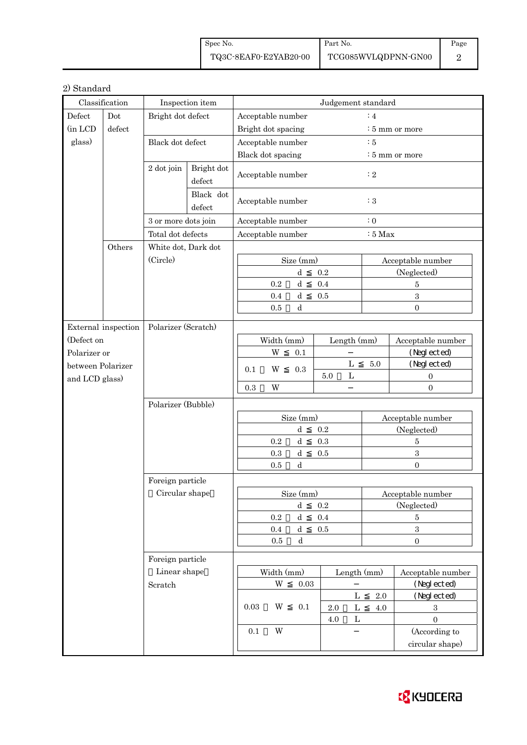## 2) Standard

| Classification | | Inspection item | | Judgement standard | |
|---|---|---|---|---|---|
| Defect (in LCD glass) | Dot defect | Bright dot defect | | Acceptable number<br>Bright dot spacing | : 4<br>: 5 mm or more |
| | | Black dot defect | | Acceptable number<br>Black dot spacing | : 5<br>: 5 mm or more |
| | | 2 dot join | Bright dot defect | Acceptable number | : 2 |
| | | | Black dot defect | Acceptable number | : 3 |
| | | 3 or more dots join | | Acceptable number | : 0 |
| | | Total dot defects | | Acceptable number | : 5 Max |
| | Others | White dot, Dark dot (Circle) | | See table below | |

**White dot, Dark dot (Circle)**

| Size (mm) | Acceptable number |
|---|---|
| d ≦ 0.2 | (Neglected) |
| 0.2 ＜ d ≦ 0.4 | 5 |
| 0.4 ＜ d ≦ 0.5 | 3 |
| 0.5 ＜ d | 0 |

**External inspection (Defect on Polarizer or between Polarizer and LCD glass)**

**Polarizer (Scratch)**

| Width (mm) | Length (mm) | Acceptable number |
|---|---|---|
| W ≦ 0.1 | − | (Neglected) |
| 0.1 ＜ W ≦ 0.3 | L ≦ 5.0 | (Neglected) |
| | 5.0 ＜ L | 0 |
| 0.3 ＜ W | − | 0 |

**Polarizer (Bubble)**

| Size (mm) | Acceptable number |
|---|---|
| d ≦ 0.2 | (Neglected) |
| 0.2 ＜ d ≦ 0.3 | 5 |
| 0.3 ＜ d ≦ 0.5 | 3 |
| 0.5 ＜ d | 0 |

**Foreign particle （Circular shape）**

| Size (mm) | Acceptable number |
|---|---|
| d ≦ 0.2 | (Neglected) |
| 0.2 ＜ d ≦ 0.4 | 5 |
| 0.4 ＜ d ≦ 0.5 | 3 |
| 0.5 ＜ d | 0 |

**Foreign particle （Linear shape） Scratch**

| Width (mm) | Length (mm) | Acceptable number |
|---|---|---|
| W ≦ 0.03 | − | (Neglected) |
| 0.03 ＜ W ≦ 0.1 | L ≦ 2.0 | (Neglected) |
| | 2.0 ＜ L ≦ 4.0 | 3 |
| | 4.0 ＜ L | 0 |
| 0.1 ＜ W | − | (According to circular shape) |